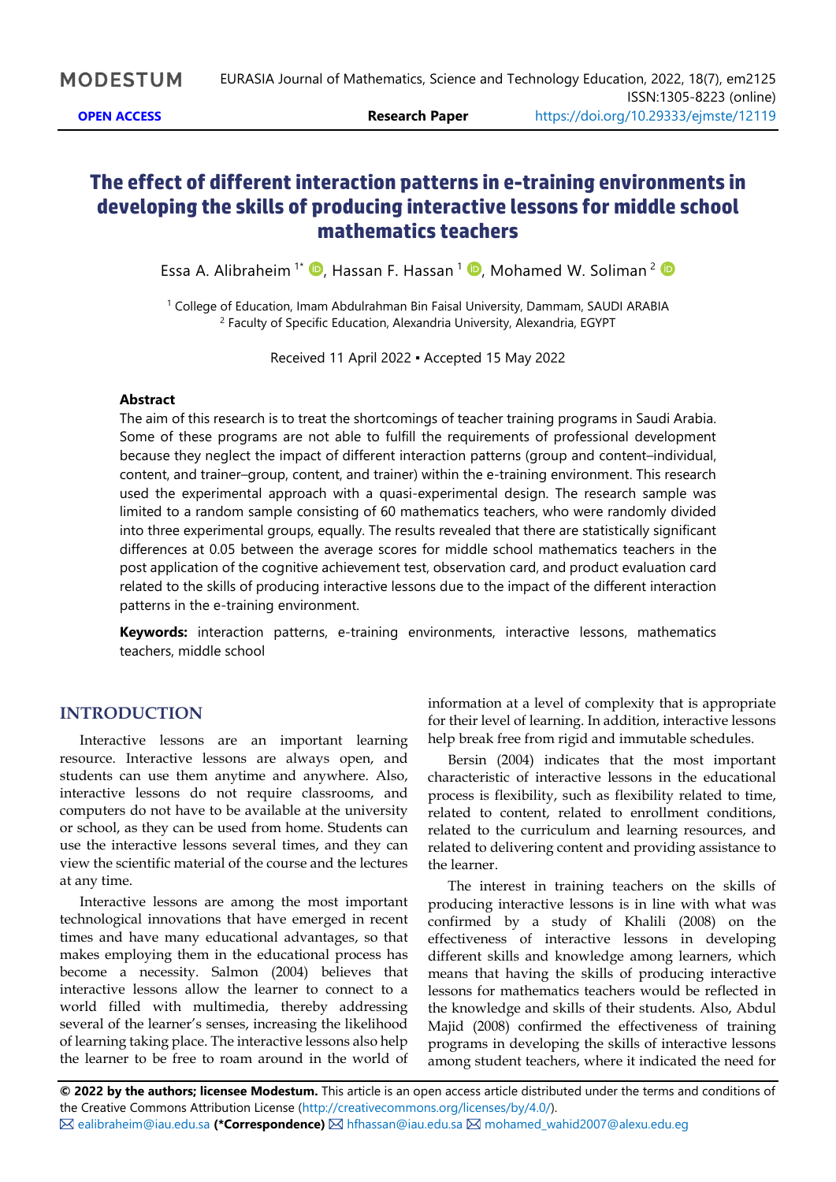# The effect of different interaction patterns in e-training environments in developing the skills of producing interactive lessons for middle school mathematics teachers

Essa A. Alibraheim [1*], Hassan F. Hassan [1], Mohamed W. Soliman [2]

[1] College of Education, Imam Abdulrahman Bin Faisal University, Dammam, SAUDI ARABIA
[2] Faculty of Specific Education, Alexandria University, Alexandria, EGYPT

Received 11 April 2022 ▪ Accepted 15 May 2022

### Abstract

The aim of this research is to treat the shortcomings of teacher training programs in Saudi Arabia. Some of these programs are not able to fulfill the requirements of professional development because they neglect the impact of different interaction patterns (group and content–individual, content, and trainer–group, content, and trainer) within the e-training environment. This research used the experimental approach with a quasi-experimental design. The research sample was limited to a random sample consisting of 60 mathematics teachers, who were randomly divided into three experimental groups, equally. The results revealed that there are statistically significant differences at 0.05 between the average scores for middle school mathematics teachers in the post application of the cognitive achievement test, observation card, and product evaluation card related to the skills of producing interactive lessons due to the impact of the different interaction patterns in the e-training environment.

**Keywords:** interaction patterns, e-training environments, interactive lessons, mathematics teachers, middle school

## INTRODUCTION

Interactive lessons are an important learning resource. Interactive lessons are always open, and students can use them anytime and anywhere. Also, interactive lessons do not require classrooms, and computers do not have to be available at the university or school, as they can be used from home. Students can use the interactive lessons several times, and they can view the scientific material of the course and the lectures at any time.

Interactive lessons are among the most important technological innovations that have emerged in recent times and have many educational advantages, so that makes employing them in the educational process has become a necessity. Salmon (2004) believes that interactive lessons allow the learner to connect to a world filled with multimedia, thereby addressing several of the learner's senses, increasing the likelihood of learning taking place. The interactive lessons also help the learner to be free to roam around in the world of information at a level of complexity that is appropriate for their level of learning. In addition, interactive lessons help break free from rigid and immutable schedules.

Bersin (2004) indicates that the most important characteristic of interactive lessons in the educational process is flexibility, such as flexibility related to time, related to content, related to enrollment conditions, related to the curriculum and learning resources, and related to delivering content and providing assistance to the learner.

The interest in training teachers on the skills of producing interactive lessons is in line with what was confirmed by a study of Khalili (2008) on the effectiveness of interactive lessons in developing different skills and knowledge among learners, which means that having the skills of producing interactive lessons for mathematics teachers would be reflected in the knowledge and skills of their students. Also, Abdul Majid (2008) confirmed the effectiveness of training programs in developing the skills of interactive lessons among student teachers, where it indicated the need for

**© 2022 by the authors; licensee Modestum.** This article is an open access article distributed under the terms and conditions of the Creative Commons Attribution License (http://creativecommons.org/licenses/by/4.0/).
✉ ealibraheim@iau.edu.sa **(*Correspondence)** ✉ hfhassan@iau.edu.sa ✉ mohamed_wahid2007@alexu.edu.eg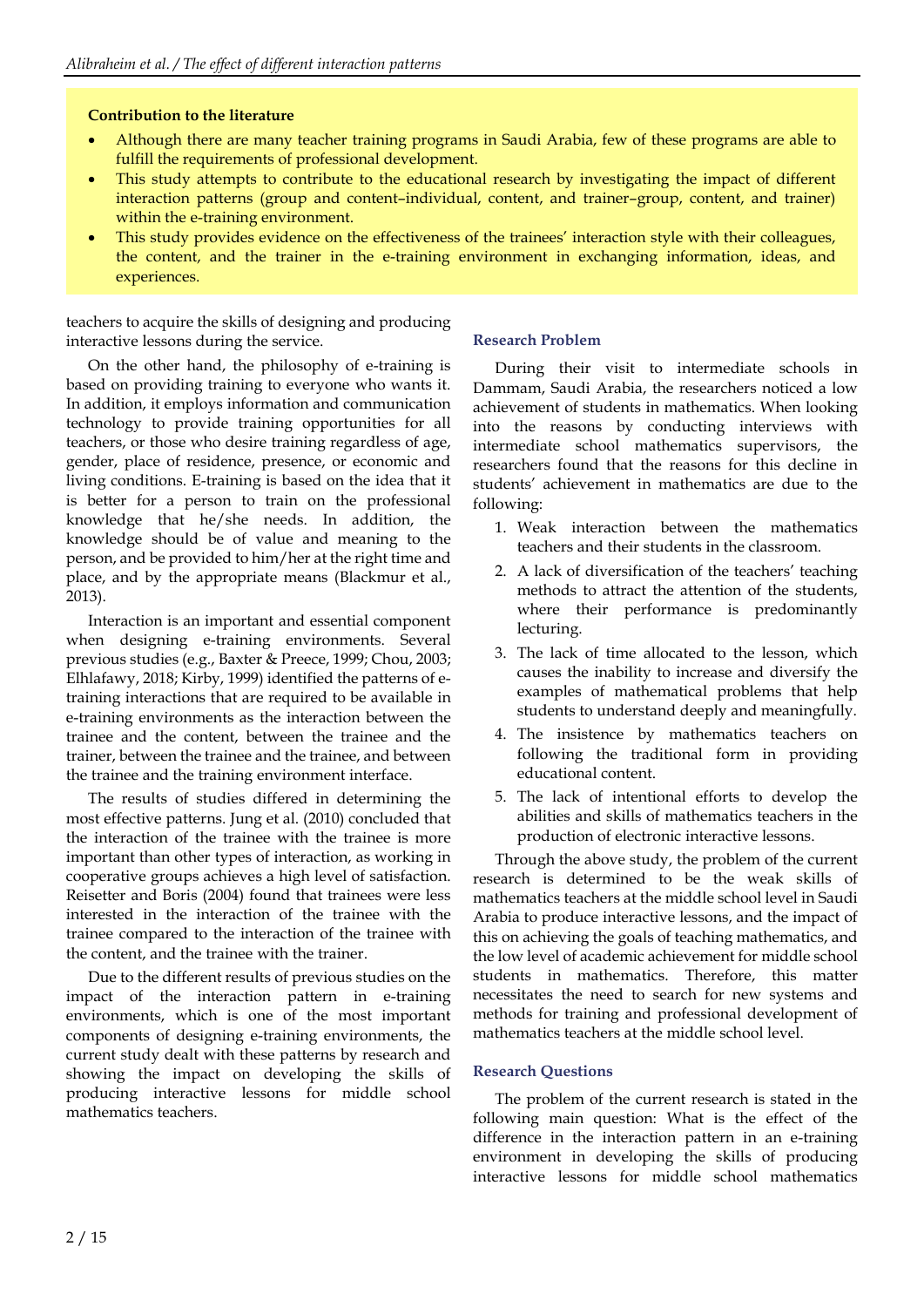**Contribution to the literature**

- Although there are many teacher training programs in Saudi Arabia, few of these programs are able to fulfill the requirements of professional development.
- This study attempts to contribute to the educational research by investigating the impact of different interaction patterns (group and content–individual, content, and trainer–group, content, and trainer) within the e-training environment.
- This study provides evidence on the effectiveness of the trainees' interaction style with their colleagues, the content, and the trainer in the e-training environment in exchanging information, ideas, and experiences.

teachers to acquire the skills of designing and producing interactive lessons during the service.

On the other hand, the philosophy of e-training is based on providing training to everyone who wants it. In addition, it employs information and communication technology to provide training opportunities for all teachers, or those who desire training regardless of age, gender, place of residence, presence, or economic and living conditions. E-training is based on the idea that it is better for a person to train on the professional knowledge that he/she needs. In addition, the knowledge should be of value and meaning to the person, and be provided to him/her at the right time and place, and by the appropriate means (Blackmur et al., 2013).

Interaction is an important and essential component when designing e-training environments. Several previous studies (e.g., Baxter & Preece, 1999; Chou, 2003; Elhlafawy, 2018; Kirby, 1999) identified the patterns of e-training interactions that are required to be available in e-training environments as the interaction between the trainee and the content, between the trainee and the trainer, between the trainee and the trainee, and between the trainee and the training environment interface.

The results of studies differed in determining the most effective patterns. Jung et al. (2010) concluded that the interaction of the trainee with the trainee is more important than other types of interaction, as working in cooperative groups achieves a high level of satisfaction. Reisetter and Boris (2004) found that trainees were less interested in the interaction of the trainee with the trainee compared to the interaction of the trainee with the content, and the trainee with the trainer.

Due to the different results of previous studies on the impact of the interaction pattern in e-training environments, which is one of the most important components of designing e-training environments, the current study dealt with these patterns by research and showing the impact on developing the skills of producing interactive lessons for middle school mathematics teachers.

## Research Problem

During their visit to intermediate schools in Dammam, Saudi Arabia, the researchers noticed a low achievement of students in mathematics. When looking into the reasons by conducting interviews with intermediate school mathematics supervisors, the researchers found that the reasons for this decline in students' achievement in mathematics are due to the following:

1. Weak interaction between the mathematics teachers and their students in the classroom.
2. A lack of diversification of the teachers' teaching methods to attract the attention of the students, where their performance is predominantly lecturing.
3. The lack of time allocated to the lesson, which causes the inability to increase and diversify the examples of mathematical problems that help students to understand deeply and meaningfully.
4. The insistence by mathematics teachers on following the traditional form in providing educational content.
5. The lack of intentional efforts to develop the abilities and skills of mathematics teachers in the production of electronic interactive lessons.

Through the above study, the problem of the current research is determined to be the weak skills of mathematics teachers at the middle school level in Saudi Arabia to produce interactive lessons, and the impact of this on achieving the goals of teaching mathematics, and the low level of academic achievement for middle school students in mathematics. Therefore, this matter necessitates the need to search for new systems and methods for training and professional development of mathematics teachers at the middle school level.

## Research Questions

The problem of the current research is stated in the following main question: What is the effect of the difference in the interaction pattern in an e-training environment in developing the skills of producing interactive lessons for middle school mathematics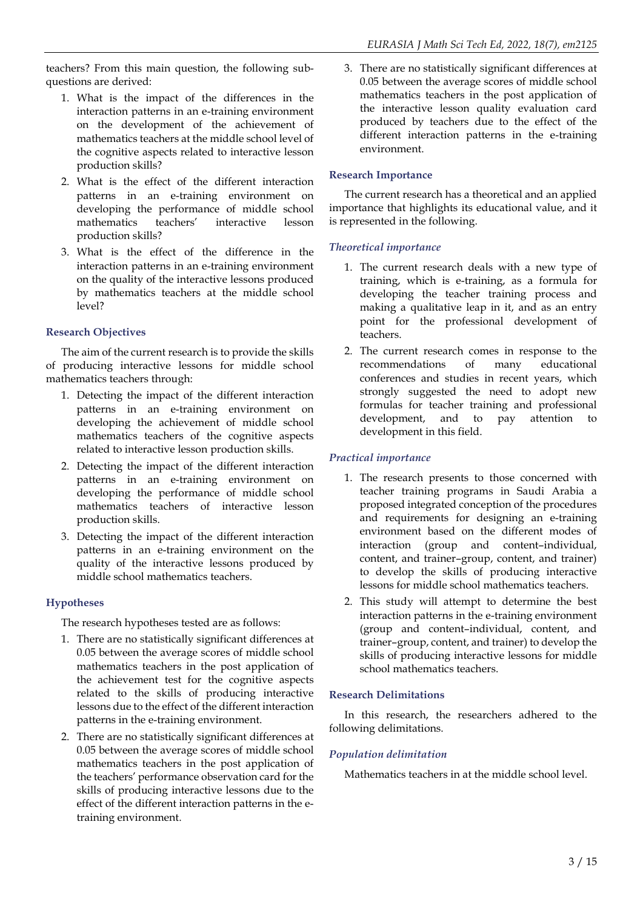teachers? From this main question, the following sub-questions are derived:

1. What is the impact of the differences in the interaction patterns in an e-training environment on the development of the achievement of mathematics teachers at the middle school level of the cognitive aspects related to interactive lesson production skills?
2. What is the effect of the different interaction patterns in an e-training environment on developing the performance of middle school mathematics teachers' interactive lesson production skills?
3. What is the effect of the difference in the interaction patterns in an e-training environment on the quality of the interactive lessons produced by mathematics teachers at the middle school level?

## Research Objectives

The aim of the current research is to provide the skills of producing interactive lessons for middle school mathematics teachers through:

1. Detecting the impact of the different interaction patterns in an e-training environment on developing the achievement of middle school mathematics teachers of the cognitive aspects related to interactive lesson production skills.
2. Detecting the impact of the different interaction patterns in an e-training environment on developing the performance of middle school mathematics teachers of interactive lesson production skills.
3. Detecting the impact of the different interaction patterns in an e-training environment on the quality of the interactive lessons produced by middle school mathematics teachers.

## Hypotheses

The research hypotheses tested are as follows:

1. There are no statistically significant differences at 0.05 between the average scores of middle school mathematics teachers in the post application of the achievement test for the cognitive aspects related to the skills of producing interactive lessons due to the effect of the different interaction patterns in the e-training environment.
2. There are no statistically significant differences at 0.05 between the average scores of middle school mathematics teachers in the post application of the teachers' performance observation card for the skills of producing interactive lessons due to the effect of the different interaction patterns in the e-training environment.
3. There are no statistically significant differences at 0.05 between the average scores of middle school mathematics teachers in the post application of the interactive lesson quality evaluation card produced by teachers due to the effect of the different interaction patterns in the e-training environment.

## Research Importance

The current research has a theoretical and an applied importance that highlights its educational value, and it is represented in the following.

### *Theoretical importance*

1. The current research deals with a new type of training, which is e-training, as a formula for developing the teacher training process and making a qualitative leap in it, and as an entry point for the professional development of teachers.
2. The current research comes in response to the recommendations of many educational conferences and studies in recent years, which strongly suggested the need to adopt new formulas for teacher training and professional development, and to pay attention to development in this field.

### *Practical importance*

1. The research presents to those concerned with teacher training programs in Saudi Arabia a proposed integrated conception of the procedures and requirements for designing an e-training environment based on the different modes of interaction (group and content–individual, content, and trainer–group, content, and trainer) to develop the skills of producing interactive lessons for middle school mathematics teachers.
2. This study will attempt to determine the best interaction patterns in the e-training environment (group and content–individual, content, and trainer–group, content, and trainer) to develop the skills of producing interactive lessons for middle school mathematics teachers.

## Research Delimitations

In this research, the researchers adhered to the following delimitations.

### *Population delimitation*

Mathematics teachers in at the middle school level.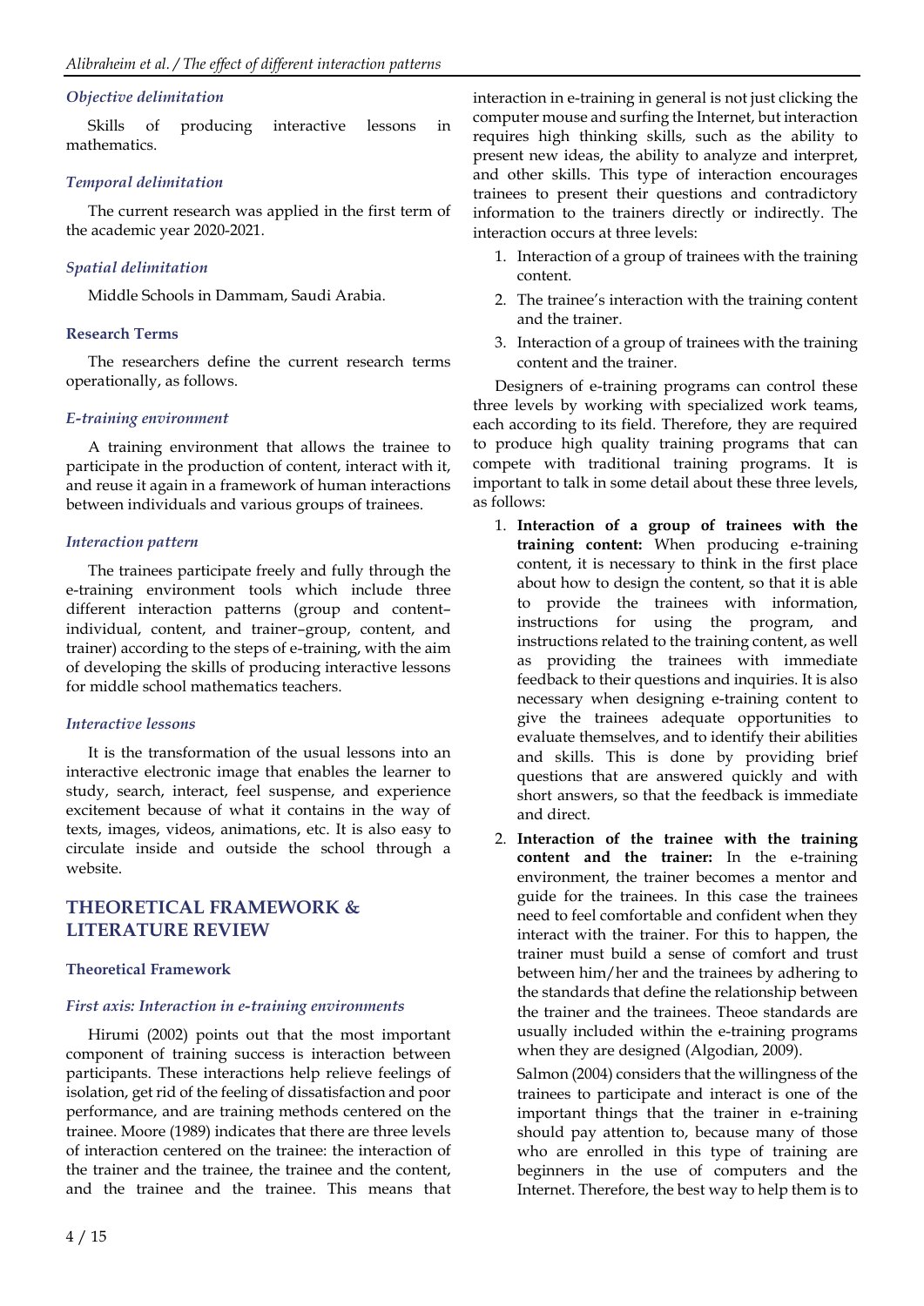### *Objective delimitation*

Skills of producing interactive lessons in mathematics.

### *Temporal delimitation*

The current research was applied in the first term of the academic year 2020-2021.

### *Spatial delimitation*

Middle Schools in Dammam, Saudi Arabia.

### Research Terms

The researchers define the current research terms operationally, as follows.

### *E-training environment*

A training environment that allows the trainee to participate in the production of content, interact with it, and reuse it again in a framework of human interactions between individuals and various groups of trainees.

### *Interaction pattern*

The trainees participate freely and fully through the e-training environment tools which include three different interaction patterns (group and content–individual, content, and trainer–group, content, and trainer) according to the steps of e-training, with the aim of developing the skills of producing interactive lessons for middle school mathematics teachers.

### *Interactive lessons*

It is the transformation of the usual lessons into an interactive electronic image that enables the learner to study, search, interact, feel suspense, and experience excitement because of what it contains in the way of texts, images, videos, animations, etc. It is also easy to circulate inside and outside the school through a website.

## THEORETICAL FRAMEWORK & LITERATURE REVIEW

### Theoretical Framework

### *First axis: Interaction in e-training environments*

Hirumi (2002) points out that the most important component of training success is interaction between participants. These interactions help relieve feelings of isolation, get rid of the feeling of dissatisfaction and poor performance, and are training methods centered on the trainee. Moore (1989) indicates that there are three levels of interaction centered on the trainee: the interaction of the trainer and the trainee, the trainee and the content, and the trainee and the trainee. This means that interaction in e-training in general is not just clicking the computer mouse and surfing the Internet, but interaction requires high thinking skills, such as the ability to present new ideas, the ability to analyze and interpret, and other skills. This type of interaction encourages trainees to present their questions and contradictory information to the trainers directly or indirectly. The interaction occurs at three levels:

1. Interaction of a group of trainees with the training content.
2. The trainee's interaction with the training content and the trainer.
3. Interaction of a group of trainees with the training content and the trainer.

Designers of e-training programs can control these three levels by working with specialized work teams, each according to its field. Therefore, they are required to produce high quality training programs that can compete with traditional training programs. It is important to talk in some detail about these three levels, as follows:

1. **Interaction of a group of trainees with the training content:** When producing e-training content, it is necessary to think in the first place about how to design the content, so that it is able to provide the trainees with information, instructions for using the program, and instructions related to the training content, as well as providing the trainees with immediate feedback to their questions and inquiries. It is also necessary when designing e-training content to give the trainees adequate opportunities to evaluate themselves, and to identify their abilities and skills. This is done by providing brief questions that are answered quickly and with short answers, so that the feedback is immediate and direct.
2. **Interaction of the trainee with the training content and the trainer:** In the e-training environment, the trainer becomes a mentor and guide for the trainees. In this case the trainees need to feel comfortable and confident when they interact with the trainer. For this to happen, the trainer must build a sense of comfort and trust between him/her and the trainees by adhering to the standards that define the relationship between the trainer and the trainees. Theoe standards are usually included within the e-training programs when they are designed (Algodian, 2009).

   Salmon (2004) considers that the willingness of the trainees to participate and interact is one of the important things that the trainer in e-training should pay attention to, because many of those who are enrolled in this type of training are beginners in the use of computers and the Internet. Therefore, the best way to help them is to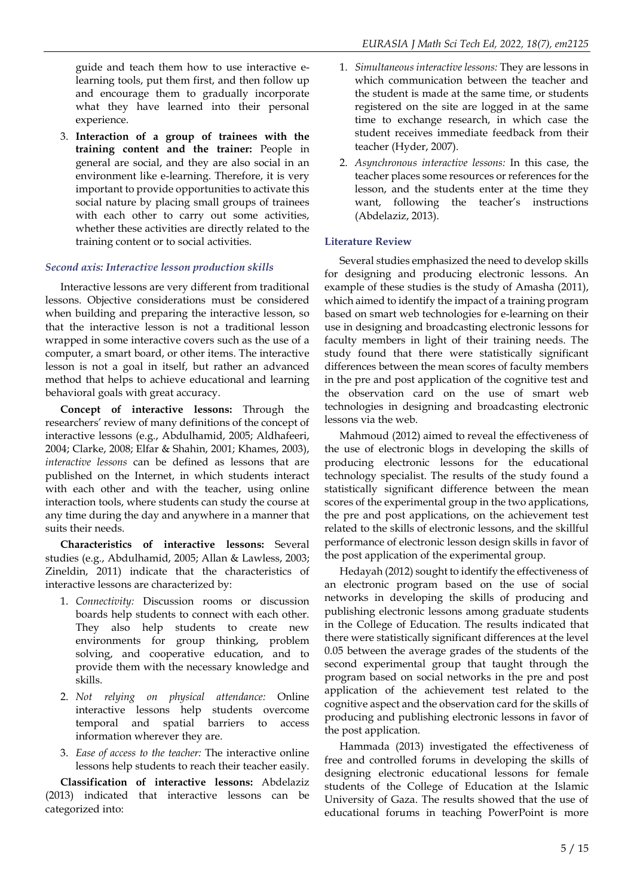guide and teach them how to use interactive e-learning tools, put them first, and then follow up and encourage them to gradually incorporate what they have learned into their personal experience.

3. **Interaction of a group of trainees with the training content and the trainer:** People in general are social, and they are also social in an environment like e-learning. Therefore, it is very important to provide opportunities to activate this social nature by placing small groups of trainees with each other to carry out some activities, whether these activities are directly related to the training content or to social activities.

### *Second axis: Interactive lesson production skills*

Interactive lessons are very different from traditional lessons. Objective considerations must be considered when building and preparing the interactive lesson, so that the interactive lesson is not a traditional lesson wrapped in some interactive covers such as the use of a computer, a smart board, or other items. The interactive lesson is not a goal in itself, but rather an advanced method that helps to achieve educational and learning behavioral goals with great accuracy.

**Concept of interactive lessons:** Through the researchers' review of many definitions of the concept of interactive lessons (e.g., Abdulhamid, 2005; Aldhafeeri, 2004; Clarke, 2008; Elfar & Shahin, 2001; Khames, 2003), *interactive lessons* can be defined as lessons that are published on the Internet, in which students interact with each other and with the teacher, using online interaction tools, where students can study the course at any time during the day and anywhere in a manner that suits their needs.

**Characteristics of interactive lessons:** Several studies (e.g., Abdulhamid, 2005; Allan & Lawless, 2003; Zineldin, 2011) indicate that the characteristics of interactive lessons are characterized by:

1. *Connectivity:* Discussion rooms or discussion boards help students to connect with each other. They also help students to create new environments for group thinking, problem solving, and cooperative education, and to provide them with the necessary knowledge and skills.
2. *Not relying on physical attendance:* Online interactive lessons help students overcome temporal and spatial barriers to access information wherever they are.
3. *Ease of access to the teacher:* The interactive online lessons help students to reach their teacher easily.

**Classification of interactive lessons:** Abdelaziz (2013) indicated that interactive lessons can be categorized into:

1. *Simultaneous interactive lessons:* They are lessons in which communication between the teacher and the student is made at the same time, or students registered on the site are logged in at the same time to exchange research, in which case the student receives immediate feedback from their teacher (Hyder, 2007).
2. *Asynchronous interactive lessons:* In this case, the teacher places some resources or references for the lesson, and the students enter at the time they want, following the teacher's instructions (Abdelaziz, 2013).

### Literature Review

Several studies emphasized the need to develop skills for designing and producing electronic lessons. An example of these studies is the study of Amasha (2011), which aimed to identify the impact of a training program based on smart web technologies for e-learning on their use in designing and broadcasting electronic lessons for faculty members in light of their training needs. The study found that there were statistically significant differences between the mean scores of faculty members in the pre and post application of the cognitive test and the observation card on the use of smart web technologies in designing and broadcasting electronic lessons via the web.

Mahmoud (2012) aimed to reveal the effectiveness of the use of electronic blogs in developing the skills of producing electronic lessons for the educational technology specialist. The results of the study found a statistically significant difference between the mean scores of the experimental group in the two applications, the pre and post applications, on the achievement test related to the skills of electronic lessons, and the skillful performance of electronic lesson design skills in favor of the post application of the experimental group.

Hedayah (2012) sought to identify the effectiveness of an electronic program based on the use of social networks in developing the skills of producing and publishing electronic lessons among graduate students in the College of Education. The results indicated that there were statistically significant differences at the level 0.05 between the average grades of the students of the second experimental group that taught through the program based on social networks in the pre and post application of the achievement test related to the cognitive aspect and the observation card for the skills of producing and publishing electronic lessons in favor of the post application.

Hammada (2013) investigated the effectiveness of free and controlled forums in developing the skills of designing electronic educational lessons for female students of the College of Education at the Islamic University of Gaza. The results showed that the use of educational forums in teaching PowerPoint is more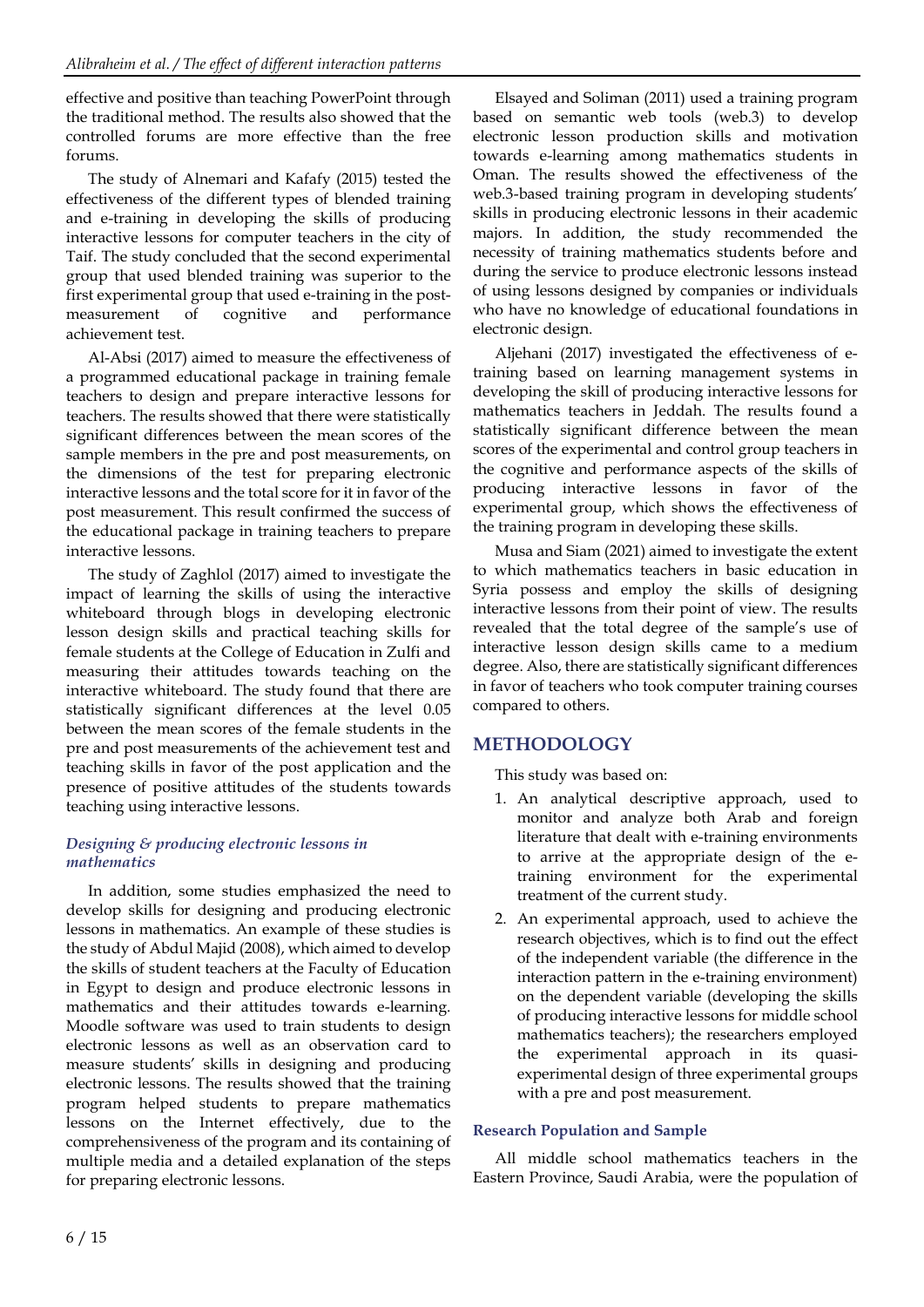effective and positive than teaching PowerPoint through the traditional method. The results also showed that the controlled forums are more effective than the free forums.

The study of Alnemari and Kafafy (2015) tested the effectiveness of the different types of blended training and e-training in developing the skills of producing interactive lessons for computer teachers in the city of Taif. The study concluded that the second experimental group that used blended training was superior to the first experimental group that used e-training in the post-measurement of cognitive and performance achievement test.

Al-Absi (2017) aimed to measure the effectiveness of a programmed educational package in training female teachers to design and prepare interactive lessons for teachers. The results showed that there were statistically significant differences between the mean scores of the sample members in the pre and post measurements, on the dimensions of the test for preparing electronic interactive lessons and the total score for it in favor of the post measurement. This result confirmed the success of the educational package in training teachers to prepare interactive lessons.

The study of Zaghlol (2017) aimed to investigate the impact of learning the skills of using the interactive whiteboard through blogs in developing electronic lesson design skills and practical teaching skills for female students at the College of Education in Zulfi and measuring their attitudes towards teaching on the interactive whiteboard. The study found that there are statistically significant differences at the level 0.05 between the mean scores of the female students in the pre and post measurements of the achievement test and teaching skills in favor of the post application and the presence of positive attitudes of the students towards teaching using interactive lessons.

### *Designing & producing electronic lessons in mathematics*

In addition, some studies emphasized the need to develop skills for designing and producing electronic lessons in mathematics. An example of these studies is the study of Abdul Majid (2008), which aimed to develop the skills of student teachers at the Faculty of Education in Egypt to design and produce electronic lessons in mathematics and their attitudes towards e-learning. Moodle software was used to train students to design electronic lessons as well as an observation card to measure students' skills in designing and producing electronic lessons. The results showed that the training program helped students to prepare mathematics lessons on the Internet effectively, due to the comprehensiveness of the program and its containing of multiple media and a detailed explanation of the steps for preparing electronic lessons.

Elsayed and Soliman (2011) used a training program based on semantic web tools (web.3) to develop electronic lesson production skills and motivation towards e-learning among mathematics students in Oman. The results showed the effectiveness of the web.3-based training program in developing students' skills in producing electronic lessons in their academic majors. In addition, the study recommended the necessity of training mathematics students before and during the service to produce electronic lessons instead of using lessons designed by companies or individuals who have no knowledge of educational foundations in electronic design.

Aljehani (2017) investigated the effectiveness of e-training based on learning management systems in developing the skill of producing interactive lessons for mathematics teachers in Jeddah. The results found a statistically significant difference between the mean scores of the experimental and control group teachers in the cognitive and performance aspects of the skills of producing interactive lessons in favor of the experimental group, which shows the effectiveness of the training program in developing these skills.

Musa and Siam (2021) aimed to investigate the extent to which mathematics teachers in basic education in Syria possess and employ the skills of designing interactive lessons from their point of view. The results revealed that the total degree of the sample's use of interactive lesson design skills came to a medium degree. Also, there are statistically significant differences in favor of teachers who took computer training courses compared to others.

## METHODOLOGY

This study was based on:

1. An analytical descriptive approach, used to monitor and analyze both Arab and foreign literature that dealt with e-training environments to arrive at the appropriate design of the e-training environment for the experimental treatment of the current study.
2. An experimental approach, used to achieve the research objectives, which is to find out the effect of the independent variable (the difference in the interaction pattern in the e-training environment) on the dependent variable (developing the skills of producing interactive lessons for middle school mathematics teachers); the researchers employed the experimental approach in its quasi-experimental design of three experimental groups with a pre and post measurement.

### Research Population and Sample

All middle school mathematics teachers in the Eastern Province, Saudi Arabia, were the population of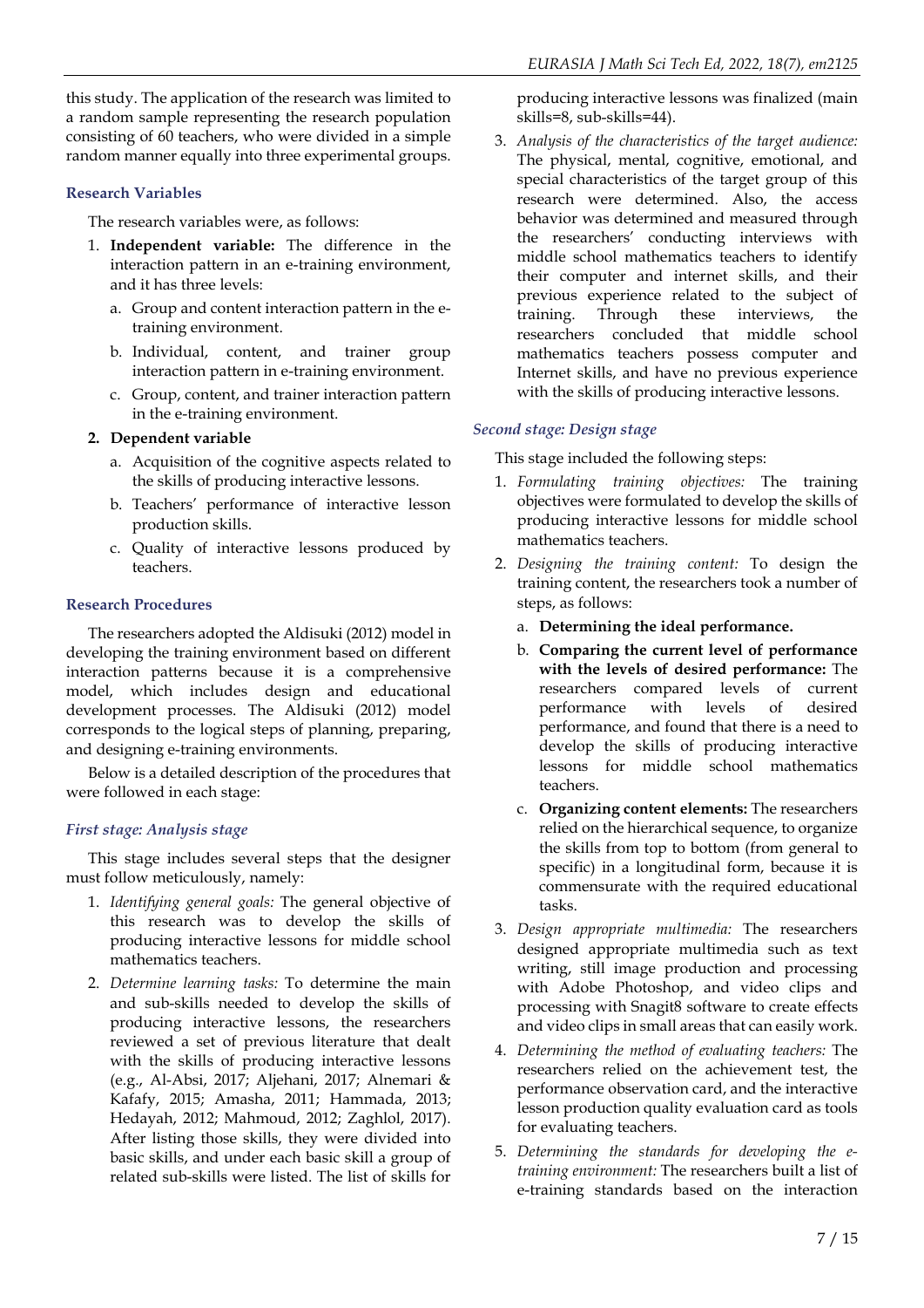this study. The application of the research was limited to a random sample representing the research population consisting of 60 teachers, who were divided in a simple random manner equally into three experimental groups.

### Research Variables

The research variables were, as follows:

1. **Independent variable:** The difference in the interaction pattern in an e-training environment, and it has three levels:
   a. Group and content interaction pattern in the e-training environment.
   b. Individual, content, and trainer group interaction pattern in e-training environment.
   c. Group, content, and trainer interaction pattern in the e-training environment.
2. **Dependent variable**
   a. Acquisition of the cognitive aspects related to the skills of producing interactive lessons.
   b. Teachers' performance of interactive lesson production skills.
   c. Quality of interactive lessons produced by teachers.

### Research Procedures

The researchers adopted the Aldisuki (2012) model in developing the training environment based on different interaction patterns because it is a comprehensive model, which includes design and educational development processes. The Aldisuki (2012) model corresponds to the logical steps of planning, preparing, and designing e-training environments.

Below is a detailed description of the procedures that were followed in each stage:

#### *First stage: Analysis stage*

This stage includes several steps that the designer must follow meticulously, namely:

1. *Identifying general goals:* The general objective of this research was to develop the skills of producing interactive lessons for middle school mathematics teachers.
2. *Determine learning tasks:* To determine the main and sub-skills needed to develop the skills of producing interactive lessons, the researchers reviewed a set of previous literature that dealt with the skills of producing interactive lessons (e.g., Al-Absi, 2017; Aljehani, 2017; Alnemari & Kafafy, 2015; Amasha, 2011; Hammada, 2013; Hedayah, 2012; Mahmoud, 2012; Zaghlol, 2017). After listing those skills, they were divided into basic skills, and under each basic skill a group of related sub-skills were listed. The list of skills for producing interactive lessons was finalized (main skills=8, sub-skills=44).
3. *Analysis of the characteristics of the target audience:* The physical, mental, cognitive, emotional, and special characteristics of the target group of this research were determined. Also, the access behavior was determined and measured through the researchers' conducting interviews with middle school mathematics teachers to identify their computer and internet skills, and their previous experience related to the subject of training. Through these interviews, the researchers concluded that middle school mathematics teachers possess computer and Internet skills, and have no previous experience with the skills of producing interactive lessons.

#### *Second stage: Design stage*

This stage included the following steps:

1. *Formulating training objectives:* The training objectives were formulated to develop the skills of producing interactive lessons for middle school mathematics teachers.
2. *Designing the training content:* To design the training content, the researchers took a number of steps, as follows:
   a. **Determining the ideal performance.**
   b. **Comparing the current level of performance with the levels of desired performance:** The researchers compared levels of current performance with levels of desired performance, and found that there is a need to develop the skills of producing interactive lessons for middle school mathematics teachers.
   c. **Organizing content elements:** The researchers relied on the hierarchical sequence, to organize the skills from top to bottom (from general to specific) in a longitudinal form, because it is commensurate with the required educational tasks.
3. *Design appropriate multimedia:* The researchers designed appropriate multimedia such as text writing, still image production and processing with Adobe Photoshop, and video clips and processing with Snagit8 software to create effects and video clips in small areas that can easily work.
4. *Determining the method of evaluating teachers:* The researchers relied on the achievement test, the performance observation card, and the interactive lesson production quality evaluation card as tools for evaluating teachers.
5. *Determining the standards for developing the e-training environment:* The researchers built a list of e-training standards based on the interaction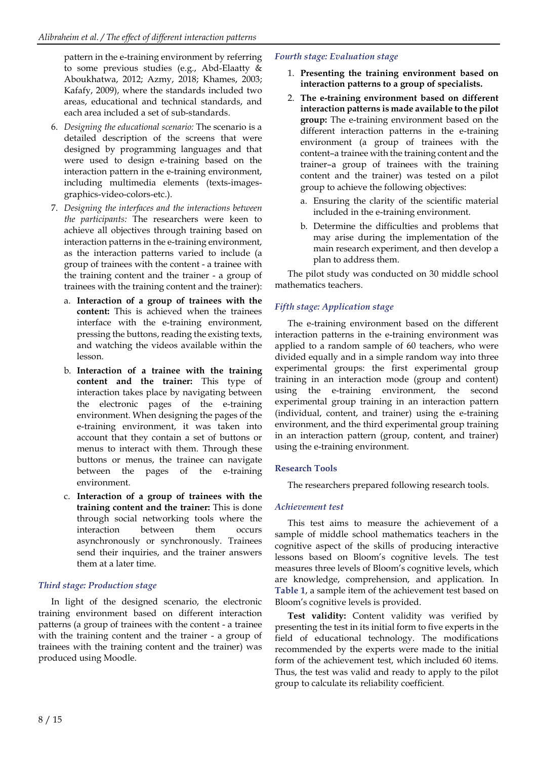pattern in the e-training environment by referring to some previous studies (e.g., Abd-Elaatty & Aboukhatwa, 2012; Azmy, 2018; Khames, 2003; Kafafy, 2009), where the standards included two areas, educational and technical standards, and each area included a set of sub-standards.

6. *Designing the educational scenario:* The scenario is a detailed description of the screens that were designed by programming languages and that were used to design e-training based on the interaction pattern in the e-training environment, including multimedia elements (texts-images-graphics-video-colors-etc.).
7. *Designing the interfaces and the interactions between the participants:* The researchers were keen to achieve all objectives through training based on interaction patterns in the e-training environment, as the interaction patterns varied to include (a group of trainees with the content - a trainee with the training content and the trainer - a group of trainees with the training content and the trainer):
   a. **Interaction of a group of trainees with the content:** This is achieved when the trainees interface with the e-training environment, pressing the buttons, reading the existing texts, and watching the videos available within the lesson.
   b. **Interaction of a trainee with the training content and the trainer:** This type of interaction takes place by navigating between the electronic pages of the e-training environment. When designing the pages of the e-training environment, it was taken into account that they contain a set of buttons or menus to interact with them. Through these buttons or menus, the trainee can navigate between the pages of the e-training environment.
   c. **Interaction of a group of trainees with the training content and the trainer:** This is done through social networking tools where the interaction between them occurs asynchronously or synchronously. Trainees send their inquiries, and the trainer answers them at a later time.

### *Third stage: Production stage*

In light of the designed scenario, the electronic training environment based on different interaction patterns (a group of trainees with the content - a trainee with the training content and the trainer - a group of trainees with the training content and the trainer) was produced using Moodle.

### *Fourth stage: Evaluation stage*

1. **Presenting the training environment based on interaction patterns to a group of specialists.**
2. **The e-training environment based on different interaction patterns is made available to the pilot group:** The e-training environment based on the different interaction patterns in the e-training environment (a group of trainees with the content–a trainee with the training content and the trainer–a group of trainees with the training content and the trainer) was tested on a pilot group to achieve the following objectives:
   a. Ensuring the clarity of the scientific material included in the e-training environment.
   b. Determine the difficulties and problems that may arise during the implementation of the main research experiment, and then develop a plan to address them.

The pilot study was conducted on 30 middle school mathematics teachers.

### *Fifth stage: Application stage*

The e-training environment based on the different interaction patterns in the e-training environment was applied to a random sample of 60 teachers, who were divided equally and in a simple random way into three experimental groups: the first experimental group training in an interaction mode (group and content) using the e-training environment, the second experimental group training in an interaction pattern (individual, content, and trainer) using the e-training environment, and the third experimental group training in an interaction pattern (group, content, and trainer) using the e-training environment.

## Research Tools

The researchers prepared following research tools.

### *Achievement test*

This test aims to measure the achievement of a sample of middle school mathematics teachers in the cognitive aspect of the skills of producing interactive lessons based on Bloom's cognitive levels. The test measures three levels of Bloom's cognitive levels, which are knowledge, comprehension, and application. In **Table 1**, a sample item of the achievement test based on Bloom's cognitive levels is provided.

**Test validity:** Content validity was verified by presenting the test in its initial form to five experts in the field of educational technology. The modifications recommended by the experts were made to the initial form of the achievement test, which included 60 items. Thus, the test was valid and ready to apply to the pilot group to calculate its reliability coefficient.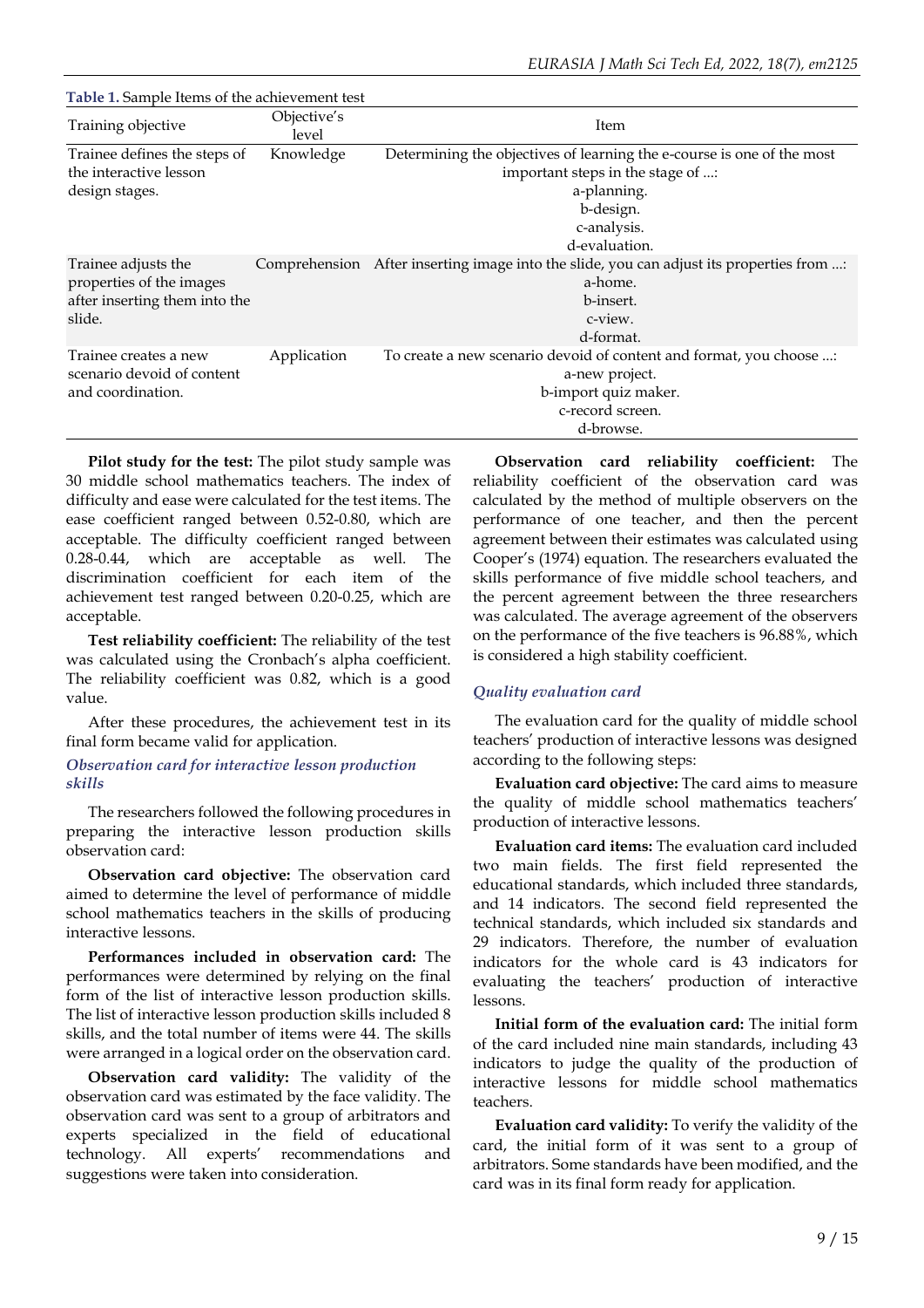**Table 1.** Sample Items of the achievement test

| Training objective | Objective's level | Item |
|---|---|---|
| Trainee defines the steps of the interactive lesson design stages. | Knowledge | Determining the objectives of learning the e-course is one of the most important steps in the stage of ...: <br> a-planning. <br> b-design. <br> c-analysis. <br> d-evaluation. |
| Trainee adjusts the properties of the images after inserting them into the slide. | Comprehension | After inserting image into the slide, you can adjust its properties from ...: <br> a-home. <br> b-insert. <br> c-view. <br> d-format. |
| Trainee creates a new scenario devoid of content and coordination. | Application | To create a new scenario devoid of content and format, you choose ...: <br> a-new project. <br> b-import quiz maker. <br> c-record screen. <br> d-browse. |

**Pilot study for the test:** The pilot study sample was 30 middle school mathematics teachers. The index of difficulty and ease were calculated for the test items. The ease coefficient ranged between 0.52-0.80, which are acceptable. The difficulty coefficient ranged between 0.28-0.44, which are acceptable as well. The discrimination coefficient for each item of the achievement test ranged between 0.20-0.25, which are acceptable.

**Test reliability coefficient:** The reliability of the test was calculated using the Cronbach's alpha coefficient. The reliability coefficient was 0.82, which is a good value.

After these procedures, the achievement test in its final form became valid for application.

### *Observation card for interactive lesson production skills*

The researchers followed the following procedures in preparing the interactive lesson production skills observation card:

**Observation card objective:** The observation card aimed to determine the level of performance of middle school mathematics teachers in the skills of producing interactive lessons.

**Performances included in observation card:** The performances were determined by relying on the final form of the list of interactive lesson production skills. The list of interactive lesson production skills included 8 skills, and the total number of items were 44. The skills were arranged in a logical order on the observation card.

**Observation card validity:** The validity of the observation card was estimated by the face validity. The observation card was sent to a group of arbitrators and experts specialized in the field of educational technology. All experts' recommendations and suggestions were taken into consideration.

**Observation card reliability coefficient:** The reliability coefficient of the observation card was calculated by the method of multiple observers on the performance of one teacher, and then the percent agreement between their estimates was calculated using Cooper's (1974) equation. The researchers evaluated the skills performance of five middle school teachers, and the percent agreement between the three researchers was calculated. The average agreement of the observers on the performance of the five teachers is 96.88%, which is considered a high stability coefficient.

### *Quality evaluation card*

The evaluation card for the quality of middle school teachers' production of interactive lessons was designed according to the following steps:

**Evaluation card objective:** The card aims to measure the quality of middle school mathematics teachers' production of interactive lessons.

**Evaluation card items:** The evaluation card included two main fields. The first field represented the educational standards, which included three standards, and 14 indicators. The second field represented the technical standards, which included six standards and 29 indicators. Therefore, the number of evaluation indicators for the whole card is 43 indicators for evaluating the teachers' production of interactive lessons.

**Initial form of the evaluation card:** The initial form of the card included nine main standards, including 43 indicators to judge the quality of the production of interactive lessons for middle school mathematics teachers.

**Evaluation card validity:** To verify the validity of the card, the initial form of it was sent to a group of arbitrators. Some standards have been modified, and the card was in its final form ready for application.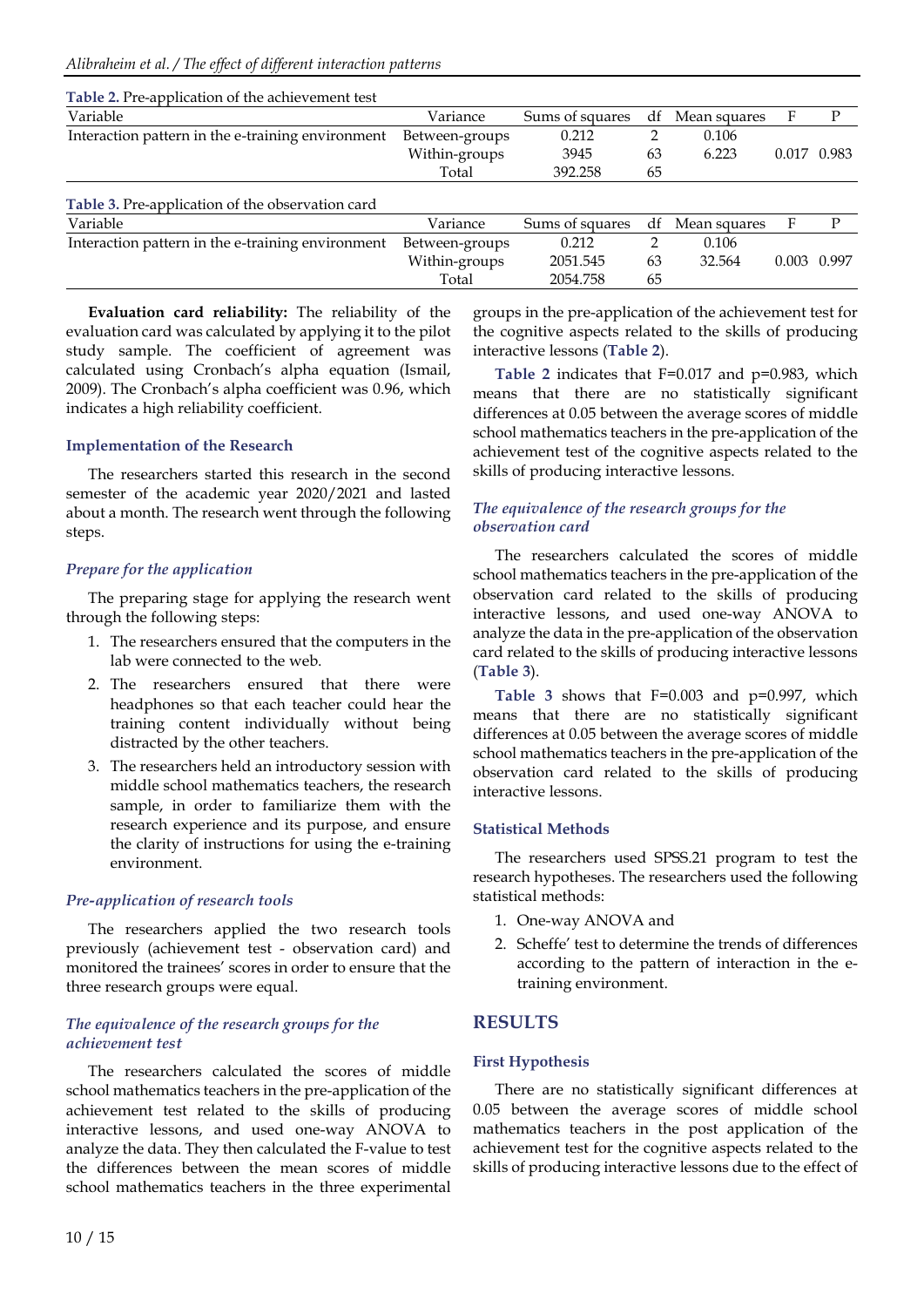Table 2. Pre-application of the achievement test

| Variable | Variance | Sums of squares | df | Mean squares | F | P |
|---|---|---|---|---|---|---|
| Interaction pattern in the e-training environment | Between-groups | 0.212 | 2 | 0.106 | | |
| | Within-groups | 3945 | 63 | 6.223 | 0.017 | 0.983 |
| | Total | 392.258 | 65 | | | |

Table 3. Pre-application of the observation card

| Variable | Variance | Sums of squares | df | Mean squares | F | P |
|---|---|---|---|---|---|---|
| Interaction pattern in the e-training environment | Between-groups | 0.212 | 2 | 0.106 | | |
| | Within-groups | 2051.545 | 63 | 32.564 | 0.003 | 0.997 |
| | Total | 2054.758 | 65 | | | |

**Evaluation card reliability:** The reliability of the evaluation card was calculated by applying it to the pilot study sample. The coefficient of agreement was calculated using Cronbach's alpha equation (Ismail, 2009). The Cronbach's alpha coefficient was 0.96, which indicates a high reliability coefficient.

### Implementation of the Research

The researchers started this research in the second semester of the academic year 2020/2021 and lasted about a month. The research went through the following steps.

#### *Prepare for the application*

The preparing stage for applying the research went through the following steps:

1. The researchers ensured that the computers in the lab were connected to the web.
2. The researchers ensured that there were headphones so that each teacher could hear the training content individually without being distracted by the other teachers.
3. The researchers held an introductory session with middle school mathematics teachers, the research sample, in order to familiarize them with the research experience and its purpose, and ensure the clarity of instructions for using the e-training environment.

#### *Pre-application of research tools*

The researchers applied the two research tools previously (achievement test - observation card) and monitored the trainees' scores in order to ensure that the three research groups were equal.

#### *The equivalence of the research groups for the achievement test*

The researchers calculated the scores of middle school mathematics teachers in the pre-application of the achievement test related to the skills of producing interactive lessons, and used one-way ANOVA to analyze the data. They then calculated the F-value to test the differences between the mean scores of middle school mathematics teachers in the three experimental groups in the pre-application of the achievement test for the cognitive aspects related to the skills of producing interactive lessons (**Table 2**).

**Table 2** indicates that F=0.017 and p=0.983, which means that there are no statistically significant differences at 0.05 between the average scores of middle school mathematics teachers in the pre-application of the achievement test of the cognitive aspects related to the skills of producing interactive lessons.

#### *The equivalence of the research groups for the observation card*

The researchers calculated the scores of middle school mathematics teachers in the pre-application of the observation card related to the skills of producing interactive lessons, and used one-way ANOVA to analyze the data in the pre-application of the observation card related to the skills of producing interactive lessons (**Table 3**).

**Table 3** shows that F=0.003 and p=0.997, which means that there are no statistically significant differences at 0.05 between the average scores of middle school mathematics teachers in the pre-application of the observation card related to the skills of producing interactive lessons.

### Statistical Methods

The researchers used SPSS.21 program to test the research hypotheses. The researchers used the following statistical methods:

1. One-way ANOVA and
2. Scheffe' test to determine the trends of differences according to the pattern of interaction in the e-training environment.

## RESULTS

### First Hypothesis

There are no statistically significant differences at 0.05 between the average scores of middle school mathematics teachers in the post application of the achievement test for the cognitive aspects related to the skills of producing interactive lessons due to the effect of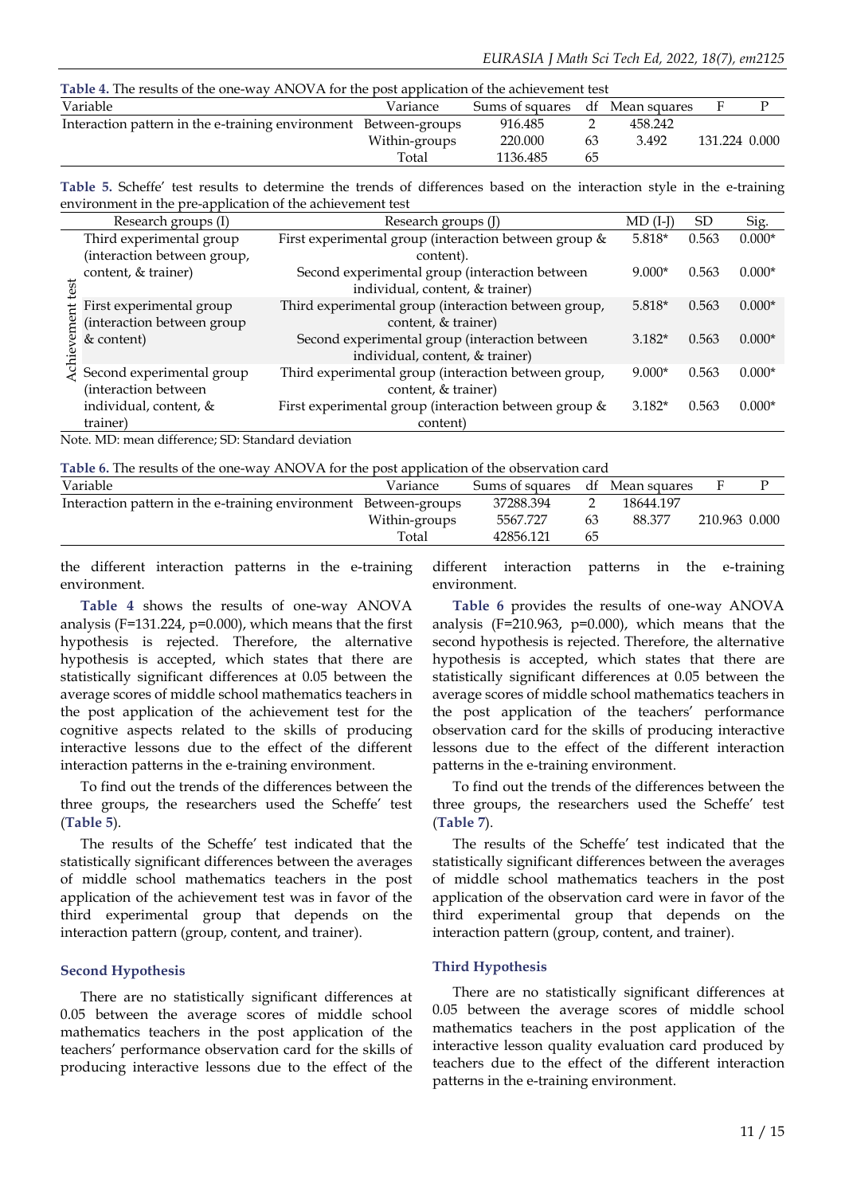**Table 4.** The results of the one-way ANOVA for the post application of the achievement test

| Variable | Variance | Sums of squares | df | Mean squares | F | P |
|---|---|---|---|---|---|---|
| Interaction pattern in the e-training environment | Between-groups | 916.485 | 2 | 458.242 | 131.224 | 0.000 |
| | Within-groups | 220.000 | 63 | 3.492 | | |
| | Total | 1136.485 | 65 | | | |

**Table 5.** Scheffe' test results to determine the trends of differences based on the interaction style in the e-training environment in the pre-application of the achievement test

| | Research groups (I) | Research groups (J) | MD (I-J) | SD | Sig. |
|---|---|---|---|---|---|
| Achievement test | Third experimental group (interaction between group, content, & trainer) | First experimental group (interaction between group & content). | 5.818* | 0.563 | 0.000* |
| | | Second experimental group (interaction between individual, content, & trainer) | 9.000* | 0.563 | 0.000* |
| | First experimental group (interaction between group & content) | Third experimental group (interaction between group, content, & trainer) | 5.818* | 0.563 | 0.000* |
| | | Second experimental group (interaction between individual, content, & trainer) | 3.182* | 0.563 | 0.000* |
| | Second experimental group (interaction between individual, content, & trainer) | Third experimental group (interaction between group, content, & trainer) | 9.000* | 0.563 | 0.000* |
| | | First experimental group (interaction between group & content) | 3.182* | 0.563 | 0.000* |

Note. MD: mean difference; SD: Standard deviation

**Table 6.** The results of the one-way ANOVA for the post application of the observation card

| Variable | Variance | Sums of squares | df | Mean squares | F | P |
|---|---|---|---|---|---|---|
| Interaction pattern in the e-training environment | Between-groups | 37288.394 | 2 | 18644.197 | 210.963 | 0.000 |
| | Within-groups | 5567.727 | 63 | 88.377 | | |
| | Total | 42856.121 | 65 | | | |

the different interaction patterns in the e-training environment.

**Table 4** shows the results of one-way ANOVA analysis ($F=131.224$, $p=0.000$), which means that the first hypothesis is rejected. Therefore, the alternative hypothesis is accepted, which states that there are statistically significant differences at 0.05 between the average scores of middle school mathematics teachers in the post application of the achievement test for the cognitive aspects related to the skills of producing interactive lessons due to the effect of the different interaction patterns in the e-training environment.

To find out the trends of the differences between the three groups, the researchers used the Scheffe' test (**Table 5**).

The results of the Scheffe' test indicated that the statistically significant differences between the averages of middle school mathematics teachers in the post application of the achievement test was in favor of the third experimental group that depends on the interaction pattern (group, content, and trainer).

### Second Hypothesis

There are no statistically significant differences at 0.05 between the average scores of middle school mathematics teachers in the post application of the teachers' performance observation card for the skills of producing interactive lessons due to the effect of the different interaction patterns in the e-training environment.

**Table 6** provides the results of one-way ANOVA analysis ($F=210.963$, $p=0.000$), which means that the second hypothesis is rejected. Therefore, the alternative hypothesis is accepted, which states that there are statistically significant differences at 0.05 between the average scores of middle school mathematics teachers in the post application of the teachers' performance observation card for the skills of producing interactive lessons due to the effect of the different interaction patterns in the e-training environment.

To find out the trends of the differences between the three groups, the researchers used the Scheffe' test (**Table 7**).

The results of the Scheffe' test indicated that the statistically significant differences between the averages of middle school mathematics teachers in the post application of the observation card were in favor of the third experimental group that depends on the interaction pattern (group, content, and trainer).

### Third Hypothesis

There are no statistically significant differences at 0.05 between the average scores of middle school mathematics teachers in the post application of the interactive lesson quality evaluation card produced by teachers due to the effect of the different interaction patterns in the e-training environment.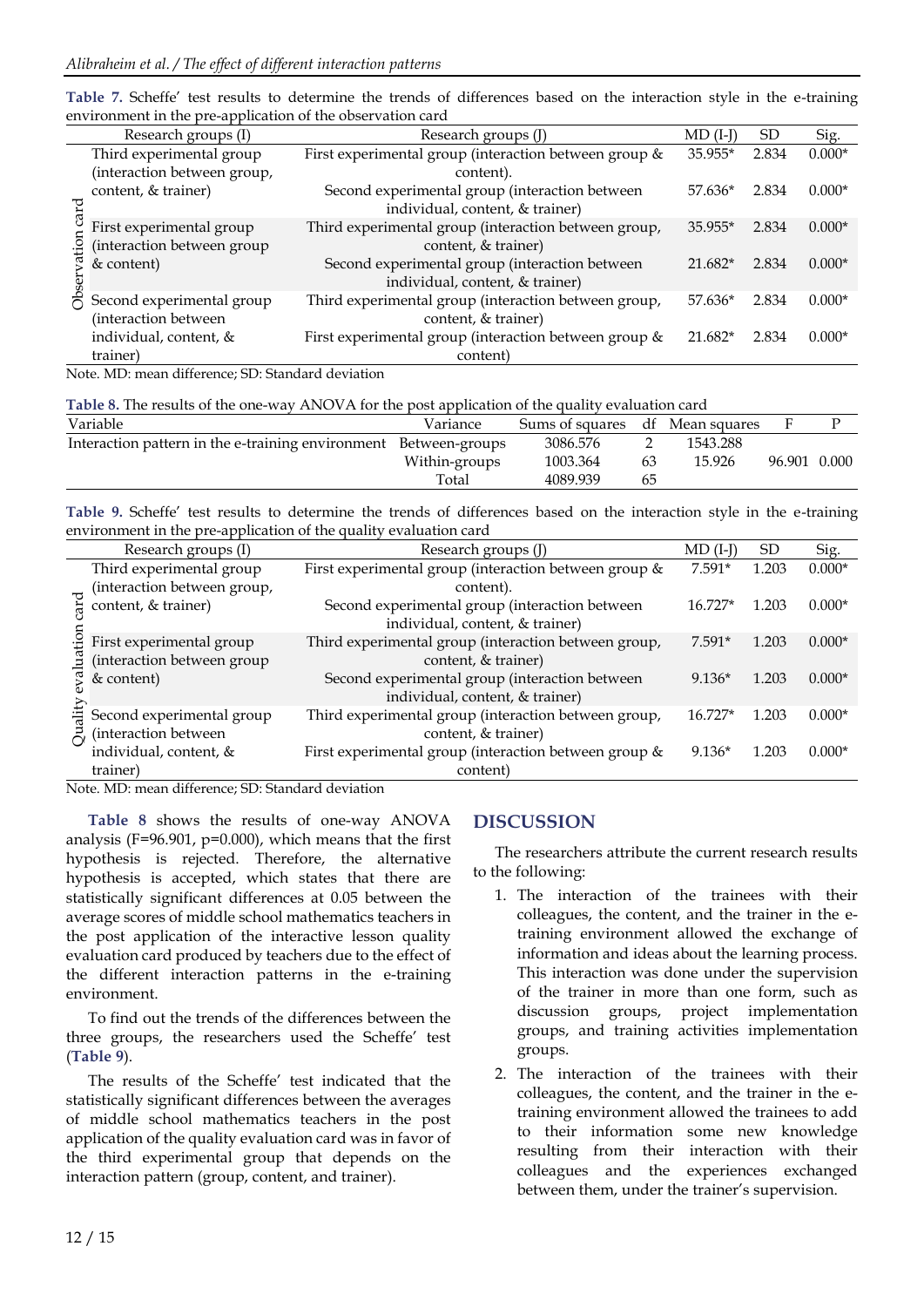**Table 7.** Scheffe' test results to determine the trends of differences based on the interaction style in the e-training environment in the pre-application of the observation card

| | Research groups (I) | Research groups (J) | MD (I-J) | SD | Sig. |
|---|---|---|---|---|---|
| Observation card | Third experimental group (interaction between group, content, & trainer) | First experimental group (interaction between group & content). | 35.955* | 2.834 | 0.000* |
| | | Second experimental group (interaction between individual, content, & trainer) | 57.636* | 2.834 | 0.000* |
| | First experimental group (interaction between group & content) | Third experimental group (interaction between group, content, & trainer) | 35.955* | 2.834 | 0.000* |
| | | Second experimental group (interaction between individual, content, & trainer) | 21.682* | 2.834 | 0.000* |
| | Second experimental group (interaction between individual, content, & trainer) | Third experimental group (interaction between group, content, & trainer) | 57.636* | 2.834 | 0.000* |
| | | First experimental group (interaction between group & content) | 21.682* | 2.834 | 0.000* |

Note. MD: mean difference; SD: Standard deviation

**Table 8.** The results of the one-way ANOVA for the post application of the quality evaluation card

| Variable | Variance | Sums of squares | df | Mean squares | F | P |
|---|---|---|---|---|---|---|
| Interaction pattern in the e-training environment | Between-groups | 3086.576 | 2 | 1543.288 | | |
| | Within-groups | 1003.364 | 63 | 15.926 | 96.901 | 0.000 |
| | Total | 4089.939 | 65 | | | |

**Table 9.** Scheffe' test results to determine the trends of differences based on the interaction style in the e-training environment in the pre-application of the quality evaluation card

| | Research groups (I) | Research groups (J) | MD (I-J) | SD | Sig. |
|---|---|---|---|---|---|
| Quality evaluation card | Third experimental group (interaction between group, content, & trainer) | First experimental group (interaction between group & content). | 7.591* | 1.203 | 0.000* |
| | | Second experimental group (interaction between individual, content, & trainer) | 16.727* | 1.203 | 0.000* |
| | First experimental group (interaction between group & content) | Third experimental group (interaction between group, content, & trainer) | 7.591* | 1.203 | 0.000* |
| | | Second experimental group (interaction between individual, content, & trainer) | 9.136* | 1.203 | 0.000* |
| | Second experimental group (interaction between individual, content, & trainer) | Third experimental group (interaction between group, content, & trainer) | 16.727* | 1.203 | 0.000* |
| | | First experimental group (interaction between group & content) | 9.136* | 1.203 | 0.000* |

Note. MD: mean difference; SD: Standard deviation

**Table 8** shows the results of one-way ANOVA analysis ($F=96.901$, $p=0.000$), which means that the first hypothesis is rejected. Therefore, the alternative hypothesis is accepted, which states that there are statistically significant differences at 0.05 between the average scores of middle school mathematics teachers in the post application of the interactive lesson quality evaluation card produced by teachers due to the effect of the different interaction patterns in the e-training environment.

To find out the trends of the differences between the three groups, the researchers used the Scheffe' test (**Table 9**).

The results of the Scheffe' test indicated that the statistically significant differences between the averages of middle school mathematics teachers in the post application of the quality evaluation card was in favor of the third experimental group that depends on the interaction pattern (group, content, and trainer).

## DISCUSSION

The researchers attribute the current research results to the following:

1. The interaction of the trainees with their colleagues, the content, and the trainer in the e-training environment allowed the exchange of information and ideas about the learning process. This interaction was done under the supervision of the trainer in more than one form, such as discussion groups, project implementation groups, and training activities implementation groups.
2. The interaction of the trainees with their colleagues, the content, and the trainer in the e-training environment allowed the trainees to add to their information some new knowledge resulting from their interaction with their colleagues and the experiences exchanged between them, under the trainer's supervision.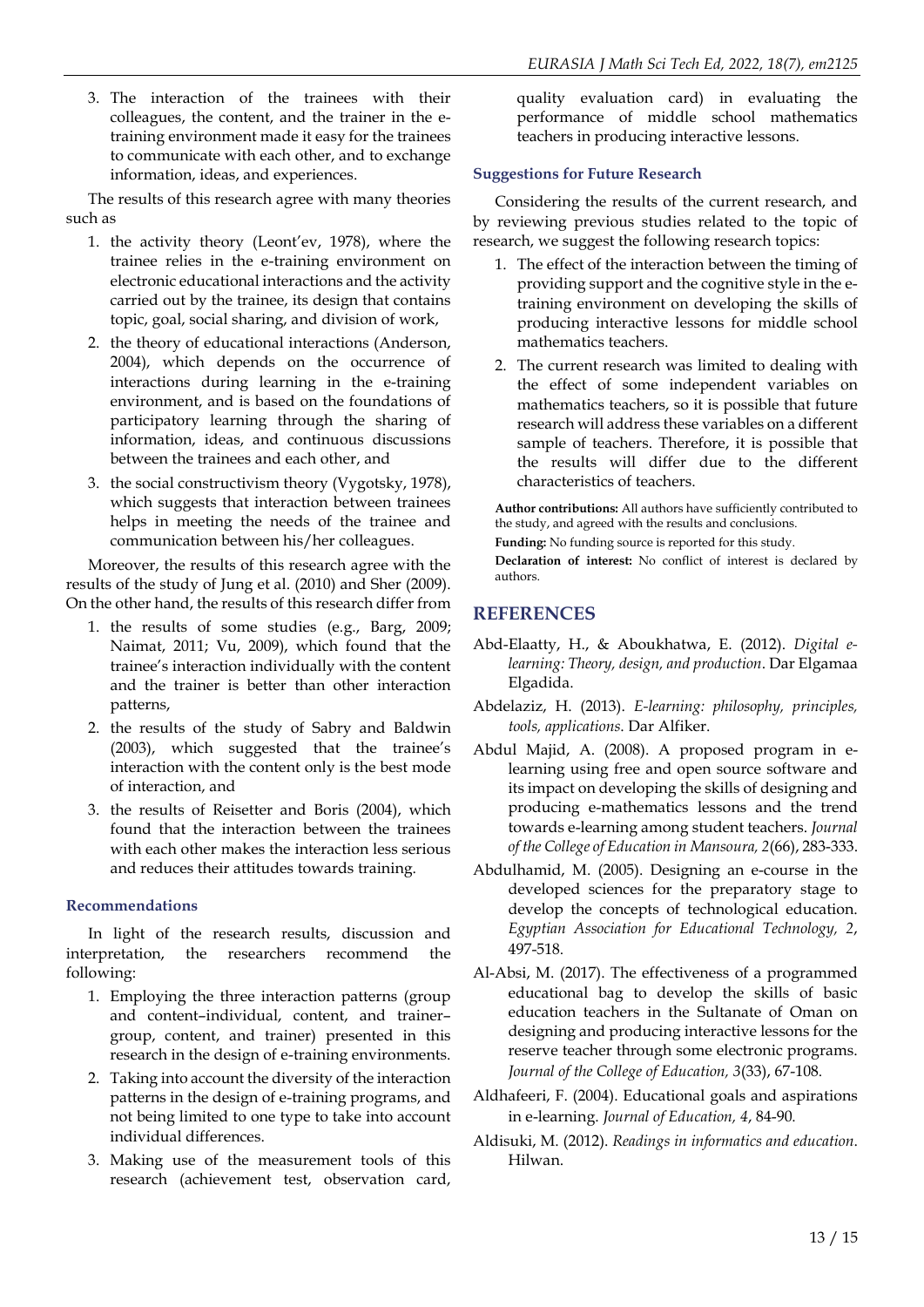3. The interaction of the trainees with their colleagues, the content, and the trainer in the e-training environment made it easy for the trainees to communicate with each other, and to exchange information, ideas, and experiences.

The results of this research agree with many theories such as

1. the activity theory (Leont'ev, 1978), where the trainee relies in the e-training environment on electronic educational interactions and the activity carried out by the trainee, its design that contains topic, goal, social sharing, and division of work,
2. the theory of educational interactions (Anderson, 2004), which depends on the occurrence of interactions during learning in the e-training environment, and is based on the foundations of participatory learning through the sharing of information, ideas, and continuous discussions between the trainees and each other, and
3. the social constructivism theory (Vygotsky, 1978), which suggests that interaction between trainees helps in meeting the needs of the trainee and communication between his/her colleagues.

Moreover, the results of this research agree with the results of the study of Jung et al. (2010) and Sher (2009). On the other hand, the results of this research differ from

1. the results of some studies (e.g., Barg, 2009; Naimat, 2011; Vu, 2009), which found that the trainee's interaction individually with the content and the trainer is better than other interaction patterns,
2. the results of the study of Sabry and Baldwin (2003), which suggested that the trainee's interaction with the content only is the best mode of interaction, and
3. the results of Reisetter and Boris (2004), which found that the interaction between the trainees with each other makes the interaction less serious and reduces their attitudes towards training.

### Recommendations

In light of the research results, discussion and interpretation, the researchers recommend the following:

1. Employing the three interaction patterns (group and content–individual, content, and trainer–group, content, and trainer) presented in this research in the design of e-training environments.
2. Taking into account the diversity of the interaction patterns in the design of e-training programs, and not being limited to one type to take into account individual differences.
3. Making use of the measurement tools of this research (achievement test, observation card, quality evaluation card) in evaluating the performance of middle school mathematics teachers in producing interactive lessons.

### Suggestions for Future Research

Considering the results of the current research, and by reviewing previous studies related to the topic of research, we suggest the following research topics:

1. The effect of the interaction between the timing of providing support and the cognitive style in the e-training environment on developing the skills of producing interactive lessons for middle school mathematics teachers.
2. The current research was limited to dealing with the effect of some independent variables on mathematics teachers, so it is possible that future research will address these variables on a different sample of teachers. Therefore, it is possible that the results will differ due to the different characteristics of teachers.

**Author contributions:** All authors have sufficiently contributed to the study, and agreed with the results and conclusions.

**Funding:** No funding source is reported for this study.

**Declaration of interest:** No conflict of interest is declared by authors.

## REFERENCES

Abd-Elaatty, H., & Aboukhatwa, E. (2012). *Digital e-learning: Theory, design, and production*. Dar Elgamaa Elgadida.

Abdelaziz, H. (2013). *E-learning: philosophy, principles, tools, applications*. Dar Alfiker.

Abdul Majid, A. (2008). A proposed program in e-learning using free and open source software and its impact on developing the skills of designing and producing e-mathematics lessons and the trend towards e-learning among student teachers. *Journal of the College of Education in Mansoura, 2*(66), 283-333.

Abdulhamid, M. (2005). Designing an e-course in the developed sciences for the preparatory stage to develop the concepts of technological education. *Egyptian Association for Educational Technology, 2*, 497-518.

Al-Absi, M. (2017). The effectiveness of a programmed educational bag to develop the skills of basic education teachers in the Sultanate of Oman on designing and producing interactive lessons for the reserve teacher through some electronic programs. *Journal of the College of Education, 3*(33), 67-108.

Aldhafeeri, F. (2004). Educational goals and aspirations in e-learning. *Journal of Education, 4*, 84-90.

Aldisuki, M. (2012). *Readings in informatics and education*. Hilwan.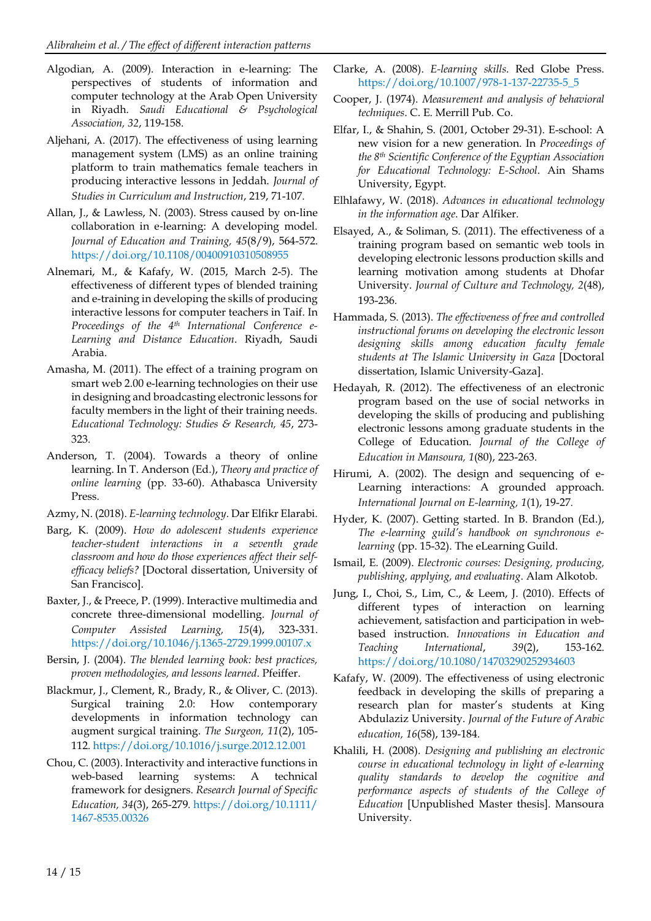Algodian, A. (2009). Interaction in e-learning: The perspectives of students of information and computer technology at the Arab Open University in Riyadh. *Saudi Educational & Psychological Association, 32*, 119-158.

Aljehani, A. (2017). The effectiveness of using learning management system (LMS) as an online training platform to train mathematics female teachers in producing interactive lessons in Jeddah. *Journal of Studies in Curriculum and Instruction*, 219, 71-107.

Allan, J., & Lawless, N. (2003). Stress caused by on-line collaboration in e-learning: A developing model. *Journal of Education and Training, 45*(8/9), 564-572. https://doi.org/10.1108/00400910310508955

Alnemari, M., & Kafafy, W. (2015, March 2-5). The effectiveness of different types of blended training and e-training in developing the skills of producing interactive lessons for computer teachers in Taif. In *Proceedings of the 4th International Conference e-Learning and Distance Education*. Riyadh, Saudi Arabia.

Amasha, M. (2011). The effect of a training program on smart web 2.00 e-learning technologies on their use in designing and broadcasting electronic lessons for faculty members in the light of their training needs. *Educational Technology: Studies & Research, 45*, 273-323.

Anderson, T. (2004). Towards a theory of online learning. In T. Anderson (Ed.), *Theory and practice of online learning* (pp. 33-60). Athabasca University Press.

Azmy, N. (2018). *E-learning technology*. Dar Elfikr Elarabi.

Barg, K. (2009). *How do adolescent students experience teacher-student interactions in a seventh grade classroom and how do those experiences affect their self-efficacy beliefs?* [Doctoral dissertation, University of San Francisco].

Baxter, J., & Preece, P. (1999). Interactive multimedia and concrete three-dimensional modelling. *Journal of Computer Assisted Learning, 15*(4), 323-331. https://doi.org/10.1046/j.1365-2729.1999.00107.x

Bersin, J. (2004). *The blended learning book: best practices, proven methodologies, and lessons learned*. Pfeiffer.

Blackmur, J., Clement, R., Brady, R., & Oliver, C. (2013). Surgical training 2.0: How contemporary developments in information technology can augment surgical training. *The Surgeon, 11*(2), 105-112. https://doi.org/10.1016/j.surge.2012.12.001

Chou, C. (2003). Interactivity and interactive functions in web-based learning systems: A technical framework for designers. *Research Journal of Specific Education, 34*(3), 265-279. https://doi.org/10.1111/1467-8535.00326

Clarke, A. (2008). *E-learning skills*. Red Globe Press. https://doi.org/10.1007/978-1-137-22735-5_5

Cooper, J. (1974). *Measurement and analysis of behavioral techniques*. C. E. Merrill Pub. Co.

Elfar, I., & Shahin, S. (2001, October 29-31). E-school: A new vision for a new generation. In *Proceedings of the 8th Scientific Conference of the Egyptian Association for Educational Technology: E-School*. Ain Shams University, Egypt.

Elhlafawy, W. (2018). *Advances in educational technology in the information age*. Dar Alfiker.

Elsayed, A., & Soliman, S. (2011). The effectiveness of a training program based on semantic web tools in developing electronic lessons production skills and learning motivation among students at Dhofar University. *Journal of Culture and Technology, 2*(48), 193-236.

Hammada, S. (2013). *The effectiveness of free and controlled instructional forums on developing the electronic lesson designing skills among education faculty female students at The Islamic University in Gaza* [Doctoral dissertation, Islamic University-Gaza].

Hedayah, R. (2012). The effectiveness of an electronic program based on the use of social networks in developing the skills of producing and publishing electronic lessons among graduate students in the College of Education. *Journal of the College of Education in Mansoura, 1*(80), 223-263.

Hirumi, A. (2002). The design and sequencing of e-Learning interactions: A grounded approach. *International Journal on E-learning, 1*(1), 19-27.

Hyder, K. (2007). Getting started. In B. Brandon (Ed.), *The e-learning guild's handbook on synchronous e-learning* (pp. 15-32). The eLearning Guild.

Ismail, E. (2009). *Electronic courses: Designing, producing, publishing, applying, and evaluating*. Alam Alkotob.

Jung, I., Choi, S., Lim, C., & Leem, J. (2010). Effects of different types of interaction on learning achievement, satisfaction and participation in web-based instruction. *Innovations in Education and Teaching International*, *39*(2), 153-162. https://doi.org/10.1080/14703290252934603

Kafafy, W. (2009). The effectiveness of using electronic feedback in developing the skills of preparing a research plan for master's students at King Abdulaziz University. *Journal of the Future of Arabic education, 16*(58), 139-184.

Khalili, H. (2008). *Designing and publishing an electronic course in educational technology in light of e-learning quality standards to develop the cognitive and performance aspects of students of the College of Education* [Unpublished Master thesis]. Mansoura University.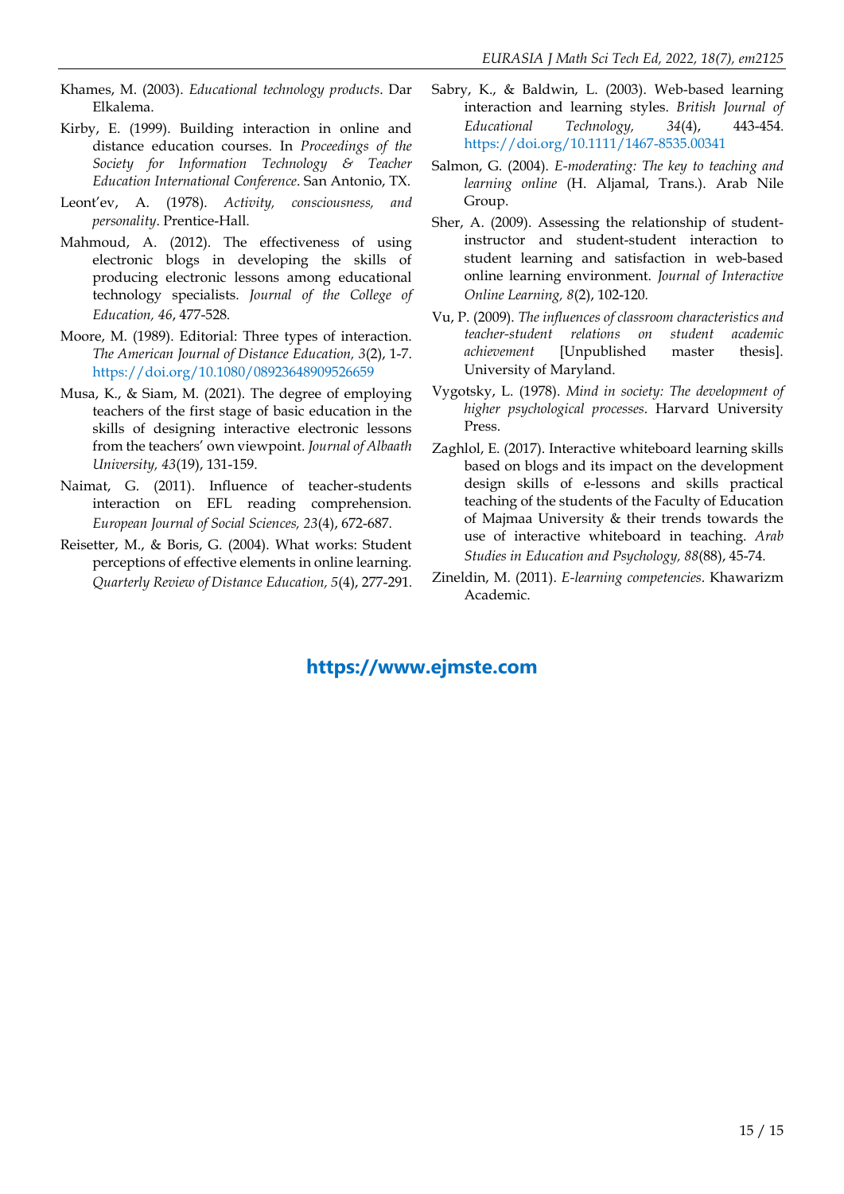Khames, M. (2003). *Educational technology products*. Dar Elkalema.

Kirby, E. (1999). Building interaction in online and distance education courses. In *Proceedings of the Society for Information Technology & Teacher Education International Conference*. San Antonio, TX.

Leont'ev, A. (1978). *Activity, consciousness, and personality*. Prentice-Hall.

Mahmoud, A. (2012). The effectiveness of using electronic blogs in developing the skills of producing electronic lessons among educational technology specialists. *Journal of the College of Education, 46*, 477-528.

Moore, M. (1989). Editorial: Three types of interaction. *The American Journal of Distance Education, 3*(2), 1-7. https://doi.org/10.1080/08923648909526659

Musa, K., & Siam, M. (2021). The degree of employing teachers of the first stage of basic education in the skills of designing interactive electronic lessons from the teachers' own viewpoint. *Journal of Albaath University, 43*(19), 131-159.

Naimat, G. (2011). Influence of teacher-students interaction on EFL reading comprehension. *European Journal of Social Sciences, 23*(4), 672-687.

Reisetter, M., & Boris, G. (2004). What works: Student perceptions of effective elements in online learning. *Quarterly Review of Distance Education, 5*(4), 277-291.

Sabry, K., & Baldwin, L. (2003). Web-based learning interaction and learning styles. *British Journal of Educational Technology, 34*(4), 443-454. https://doi.org/10.1111/1467-8535.00341

Salmon, G. (2004). *E-moderating: The key to teaching and learning online* (H. Aljamal, Trans.). Arab Nile Group.

Sher, A. (2009). Assessing the relationship of student-instructor and student-student interaction to student learning and satisfaction in web-based online learning environment. *Journal of Interactive Online Learning, 8*(2), 102-120.

Vu, P. (2009). *The influences of classroom characteristics and teacher-student relations on student academic achievement* [Unpublished master thesis]. University of Maryland.

Vygotsky, L. (1978). *Mind in society: The development of higher psychological processes*. Harvard University Press.

Zaghlol, E. (2017). Interactive whiteboard learning skills based on blogs and its impact on the development design skills of e-lessons and skills practical teaching of the students of the Faculty of Education of Majmaa University & their trends towards the use of interactive whiteboard in teaching. *Arab Studies in Education and Psychology, 88*(88), 45-74.

Zineldin, M. (2011). *E-learning competencies*. Khawarizm Academic.

**https://www.ejmste.com**